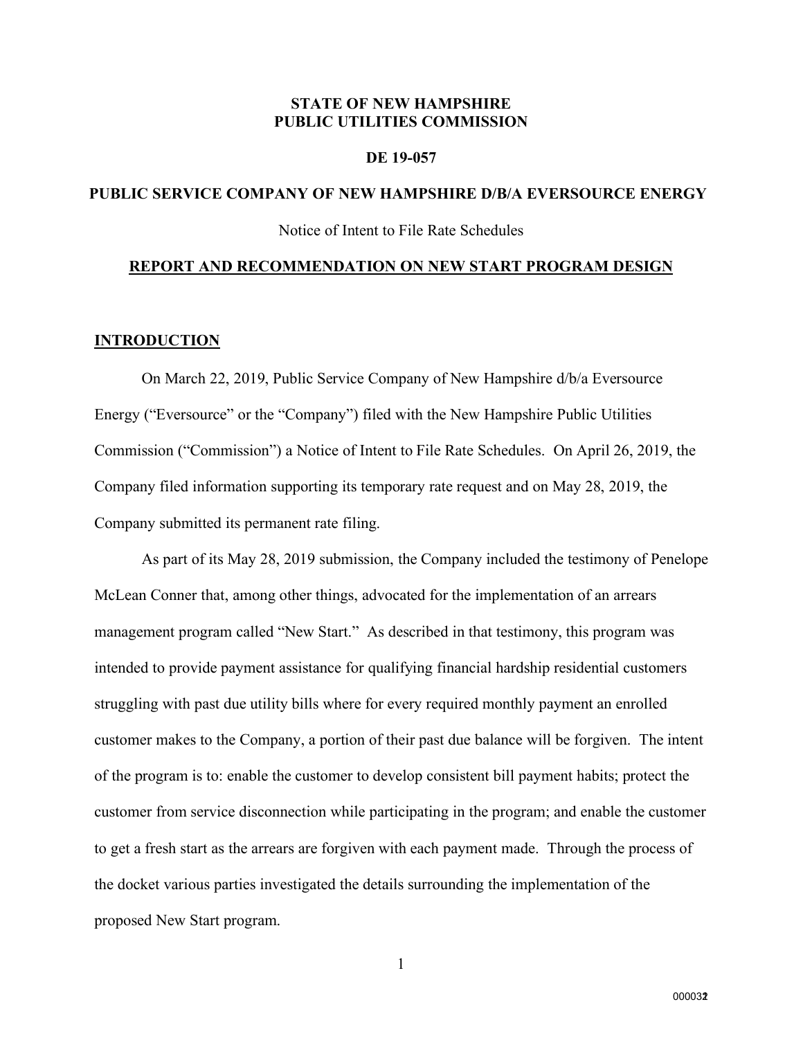**STATE OF NEW HAMPSHIRE**
**PUBLIC UTILITIES COMMISSION**

**DE 19-057**

**PUBLIC SERVICE COMPANY OF NEW HAMPSHIRE D/B/A EVERSOURCE ENERGY**

Notice of Intent to File Rate Schedules

# REPORT AND RECOMMENDATION ON NEW START PROGRAM DESIGN

## INTRODUCTION

On March 22, 2019, Public Service Company of New Hampshire d/b/a Eversource Energy ("Eversource" or the "Company") filed with the New Hampshire Public Utilities Commission ("Commission") a Notice of Intent to File Rate Schedules. On April 26, 2019, the Company filed information supporting its temporary rate request and on May 28, 2019, the Company submitted its permanent rate filing.

As part of its May 28, 2019 submission, the Company included the testimony of Penelope McLean Conner that, among other things, advocated for the implementation of an arrears management program called "New Start." As described in that testimony, this program was intended to provide payment assistance for qualifying financial hardship residential customers struggling with past due utility bills where for every required monthly payment an enrolled customer makes to the Company, a portion of their past due balance will be forgiven. The intent of the program is to: enable the customer to develop consistent bill payment habits; protect the customer from service disconnection while participating in the program; and enable the customer to get a fresh start as the arrears are forgiven with each payment made. Through the process of the docket various parties investigated the details surrounding the implementation of the proposed New Start program.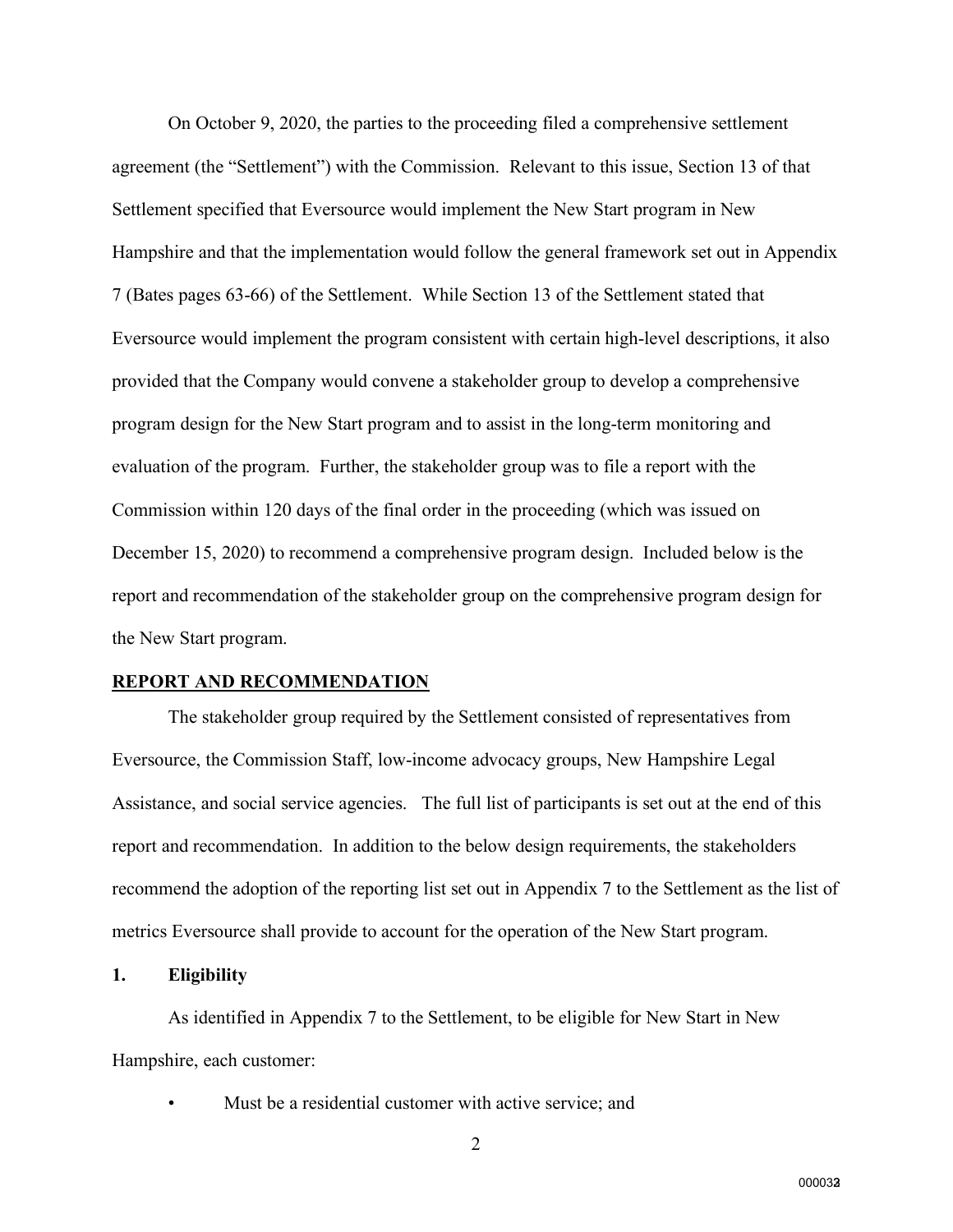On October 9, 2020, the parties to the proceeding filed a comprehensive settlement agreement (the "Settlement") with the Commission. Relevant to this issue, Section 13 of that Settlement specified that Eversource would implement the New Start program in New Hampshire and that the implementation would follow the general framework set out in Appendix 7 (Bates pages 63-66) of the Settlement. While Section 13 of the Settlement stated that Eversource would implement the program consistent with certain high-level descriptions, it also provided that the Company would convene a stakeholder group to develop a comprehensive program design for the New Start program and to assist in the long-term monitoring and evaluation of the program. Further, the stakeholder group was to file a report with the Commission within 120 days of the final order in the proceeding (which was issued on December 15, 2020) to recommend a comprehensive program design. Included below is the report and recommendation of the stakeholder group on the comprehensive program design for the New Start program.

**REPORT AND RECOMMENDATION**

The stakeholder group required by the Settlement consisted of representatives from Eversource, the Commission Staff, low-income advocacy groups, New Hampshire Legal Assistance, and social service agencies. The full list of participants is set out at the end of this report and recommendation. In addition to the below design requirements, the stakeholders recommend the adoption of the reporting list set out in Appendix 7 to the Settlement as the list of metrics Eversource shall provide to account for the operation of the New Start program.

## 1. Eligibility

As identified in Appendix 7 to the Settlement, to be eligible for New Start in New Hampshire, each customer:

- Must be a residential customer with active service; and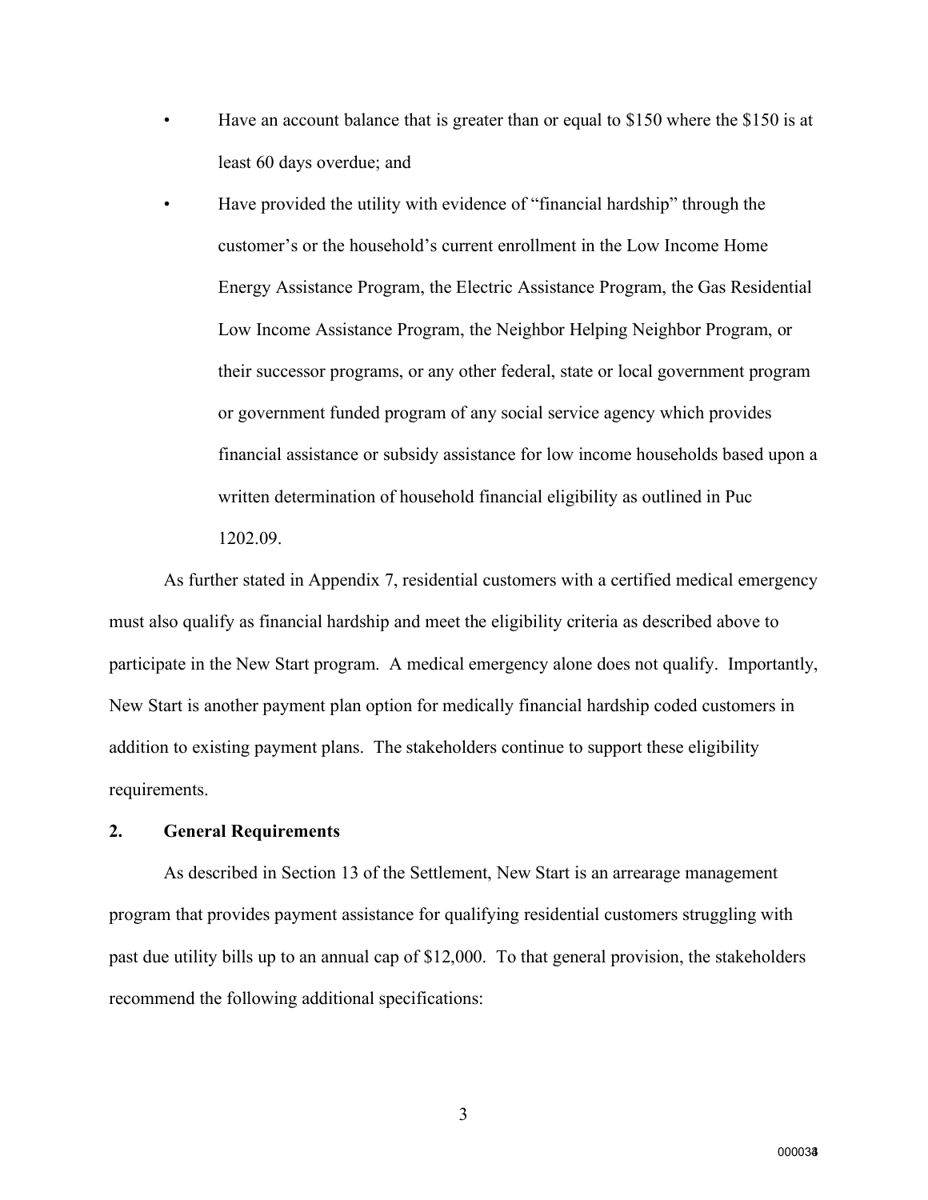- Have an account balance that is greater than or equal to $150 where the $150 is at least 60 days overdue; and
- Have provided the utility with evidence of "financial hardship" through the customer's or the household's current enrollment in the Low Income Home Energy Assistance Program, the Electric Assistance Program, the Gas Residential Low Income Assistance Program, the Neighbor Helping Neighbor Program, or their successor programs, or any other federal, state or local government program or government funded program of any social service agency which provides financial assistance or subsidy assistance for low income households based upon a written determination of household financial eligibility as outlined in Puc 1202.09.

As further stated in Appendix 7, residential customers with a certified medical emergency must also qualify as financial hardship and meet the eligibility criteria as described above to participate in the New Start program. A medical emergency alone does not qualify. Importantly, New Start is another payment plan option for medically financial hardship coded customers in addition to existing payment plans. The stakeholders continue to support these eligibility requirements.

**2. General Requirements**

As described in Section 13 of the Settlement, New Start is an arrearage management program that provides payment assistance for qualifying residential customers struggling with past due utility bills up to an annual cap of $12,000. To that general provision, the stakeholders recommend the following additional specifications: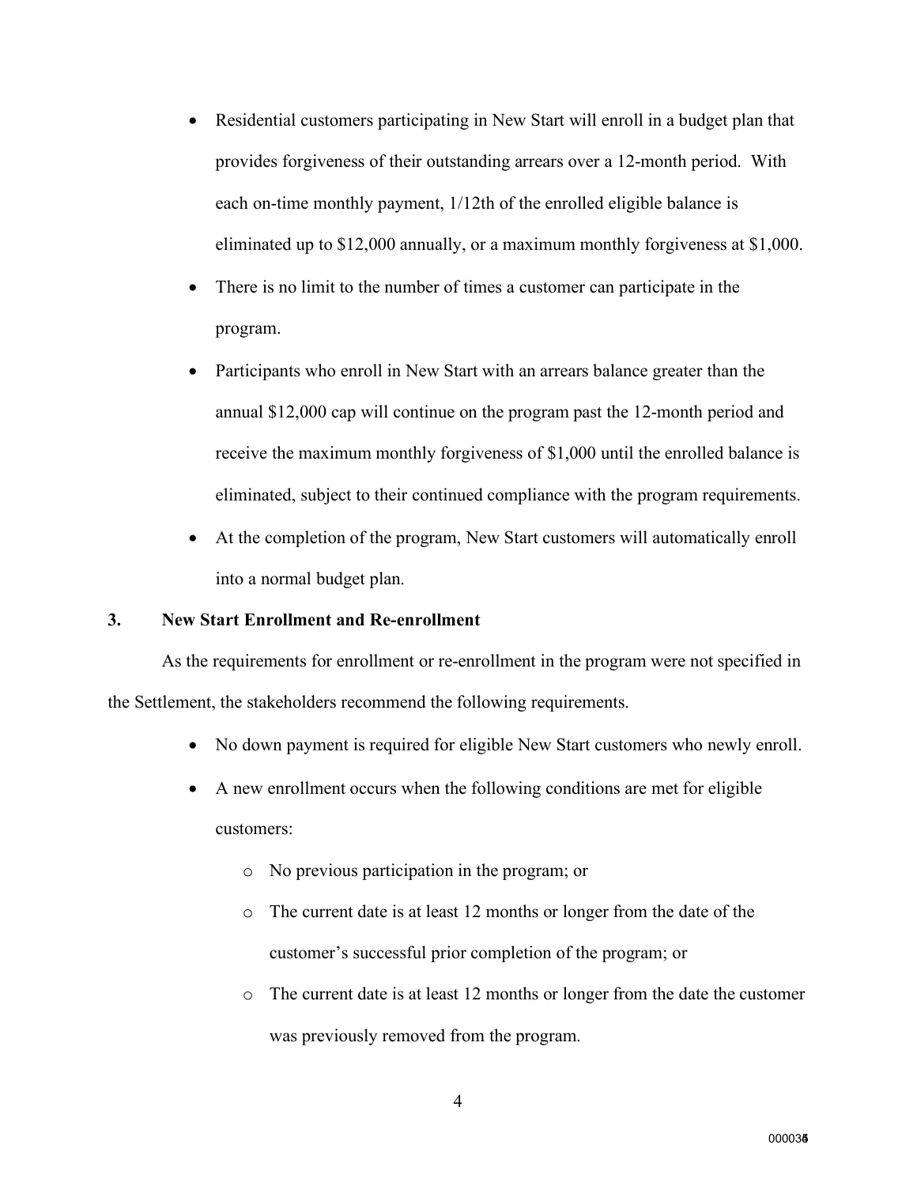- Residential customers participating in New Start will enroll in a budget plan that provides forgiveness of their outstanding arrears over a 12-month period. With each on-time monthly payment, 1/12th of the enrolled eligible balance is eliminated up to $12,000 annually, or a maximum monthly forgiveness at $1,000.
- There is no limit to the number of times a customer can participate in the program.
- Participants who enroll in New Start with an arrears balance greater than the annual $12,000 cap will continue on the program past the 12-month period and receive the maximum monthly forgiveness of $1,000 until the enrolled balance is eliminated, subject to their continued compliance with the program requirements.
- At the completion of the program, New Start customers will automatically enroll into a normal budget plan.

## 3. New Start Enrollment and Re-enrollment

As the requirements for enrollment or re-enrollment in the program were not specified in the Settlement, the stakeholders recommend the following requirements.

- No down payment is required for eligible New Start customers who newly enroll.
- A new enrollment occurs when the following conditions are met for eligible customers:
  - No previous participation in the program; or
  - The current date is at least 12 months or longer from the date of the customer's successful prior completion of the program; or
  - The current date is at least 12 months or longer from the date the customer was previously removed from the program.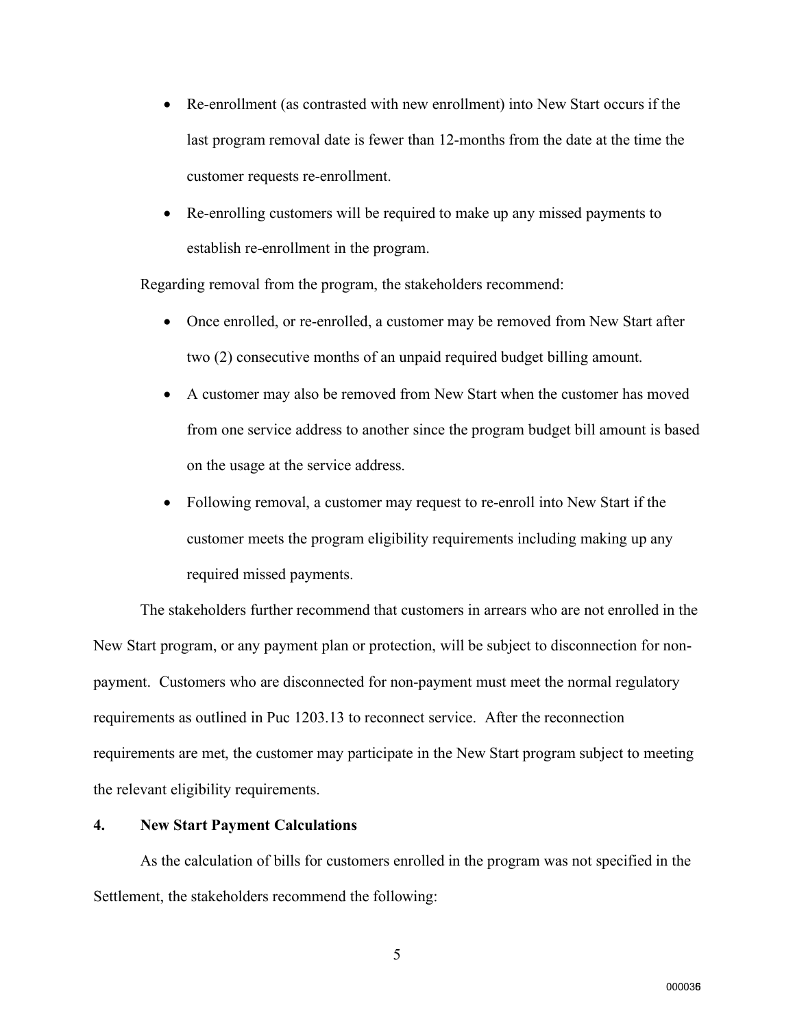- Re-enrollment (as contrasted with new enrollment) into New Start occurs if the last program removal date is fewer than 12-months from the date at the time the customer requests re-enrollment.
- Re-enrolling customers will be required to make up any missed payments to establish re-enrollment in the program.

Regarding removal from the program, the stakeholders recommend:

- Once enrolled, or re-enrolled, a customer may be removed from New Start after two (2) consecutive months of an unpaid required budget billing amount.
- A customer may also be removed from New Start when the customer has moved from one service address to another since the program budget bill amount is based on the usage at the service address.
- Following removal, a customer may request to re-enroll into New Start if the customer meets the program eligibility requirements including making up any required missed payments.

The stakeholders further recommend that customers in arrears who are not enrolled in the New Start program, or any payment plan or protection, will be subject to disconnection for non-payment. Customers who are disconnected for non-payment must meet the normal regulatory requirements as outlined in Puc 1203.13 to reconnect service. After the reconnection requirements are met, the customer may participate in the New Start program subject to meeting the relevant eligibility requirements.

**4. New Start Payment Calculations**

As the calculation of bills for customers enrolled in the program was not specified in the Settlement, the stakeholders recommend the following: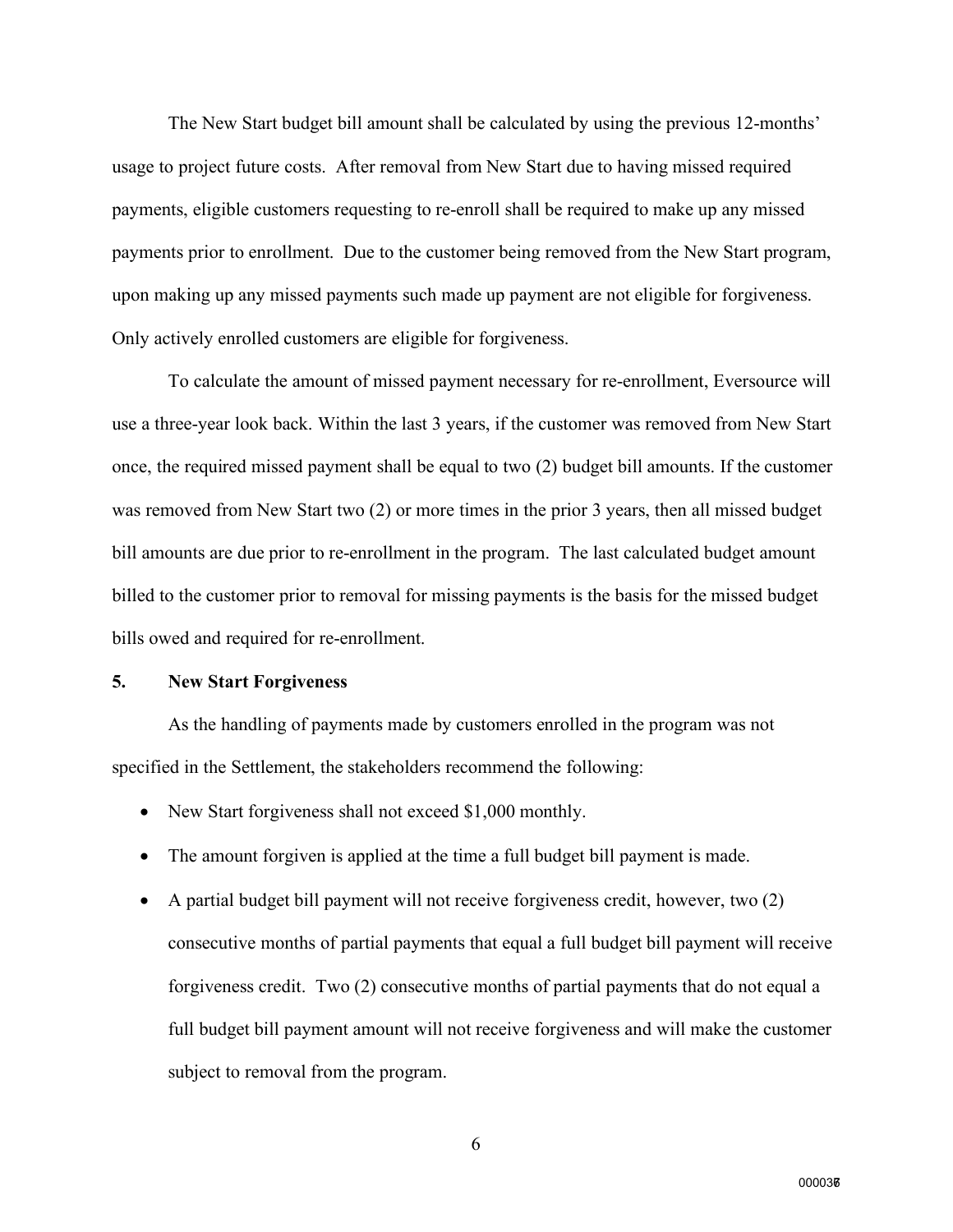The New Start budget bill amount shall be calculated by using the previous 12-months' usage to project future costs. After removal from New Start due to having missed required payments, eligible customers requesting to re-enroll shall be required to make up any missed payments prior to enrollment. Due to the customer being removed from the New Start program, upon making up any missed payments such made up payment are not eligible for forgiveness. Only actively enrolled customers are eligible for forgiveness.

To calculate the amount of missed payment necessary for re-enrollment, Eversource will use a three-year look back. Within the last 3 years, if the customer was removed from New Start once, the required missed payment shall be equal to two (2) budget bill amounts. If the customer was removed from New Start two (2) or more times in the prior 3 years, then all missed budget bill amounts are due prior to re-enrollment in the program. The last calculated budget amount billed to the customer prior to removal for missing payments is the basis for the missed budget bills owed and required for re-enrollment.

## 5. New Start Forgiveness

As the handling of payments made by customers enrolled in the program was not specified in the Settlement, the stakeholders recommend the following:

- New Start forgiveness shall not exceed $1,000 monthly.
- The amount forgiven is applied at the time a full budget bill payment is made.
- A partial budget bill payment will not receive forgiveness credit, however, two (2) consecutive months of partial payments that equal a full budget bill payment will receive forgiveness credit. Two (2) consecutive months of partial payments that do not equal a full budget bill payment amount will not receive forgiveness and will make the customer subject to removal from the program.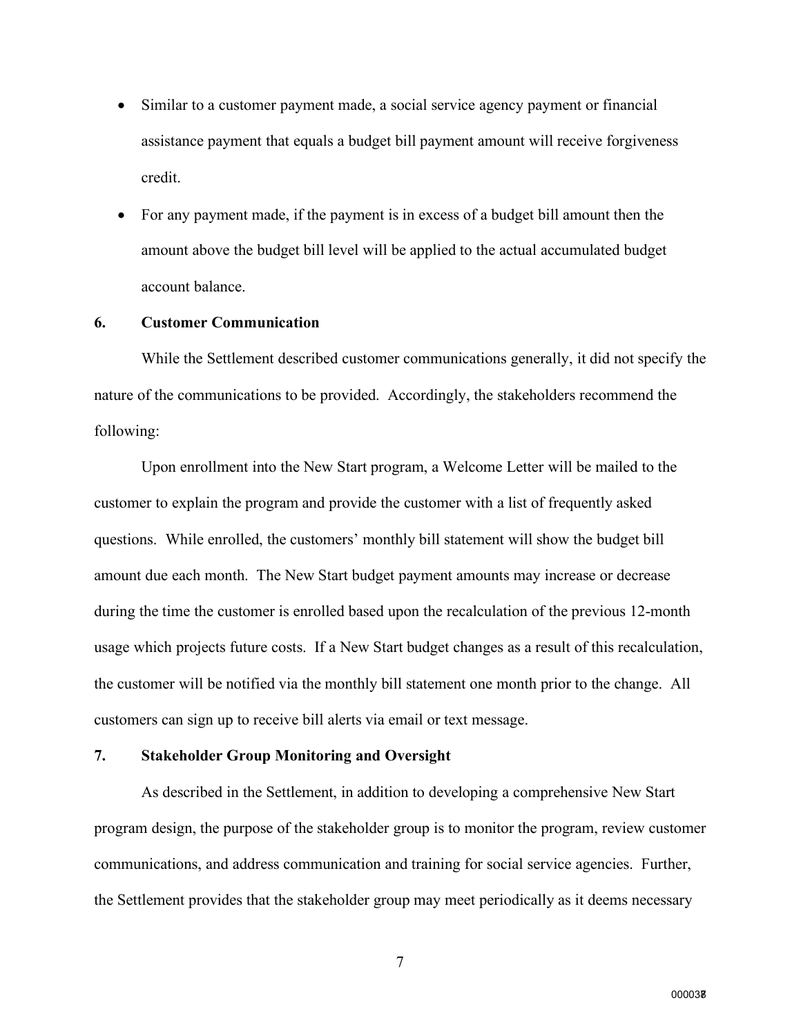- Similar to a customer payment made, a social service agency payment or financial assistance payment that equals a budget bill payment amount will receive forgiveness credit.
- For any payment made, if the payment is in excess of a budget bill amount then the amount above the budget bill level will be applied to the actual accumulated budget account balance.

**6. Customer Communication**

While the Settlement described customer communications generally, it did not specify the nature of the communications to be provided. Accordingly, the stakeholders recommend the following:

Upon enrollment into the New Start program, a Welcome Letter will be mailed to the customer to explain the program and provide the customer with a list of frequently asked questions. While enrolled, the customers' monthly bill statement will show the budget bill amount due each month. The New Start budget payment amounts may increase or decrease during the time the customer is enrolled based upon the recalculation of the previous 12-month usage which projects future costs. If a New Start budget changes as a result of this recalculation, the customer will be notified via the monthly bill statement one month prior to the change. All customers can sign up to receive bill alerts via email or text message.

**7. Stakeholder Group Monitoring and Oversight**

As described in the Settlement, in addition to developing a comprehensive New Start program design, the purpose of the stakeholder group is to monitor the program, review customer communications, and address communication and training for social service agencies. Further, the Settlement provides that the stakeholder group may meet periodically as it deems necessary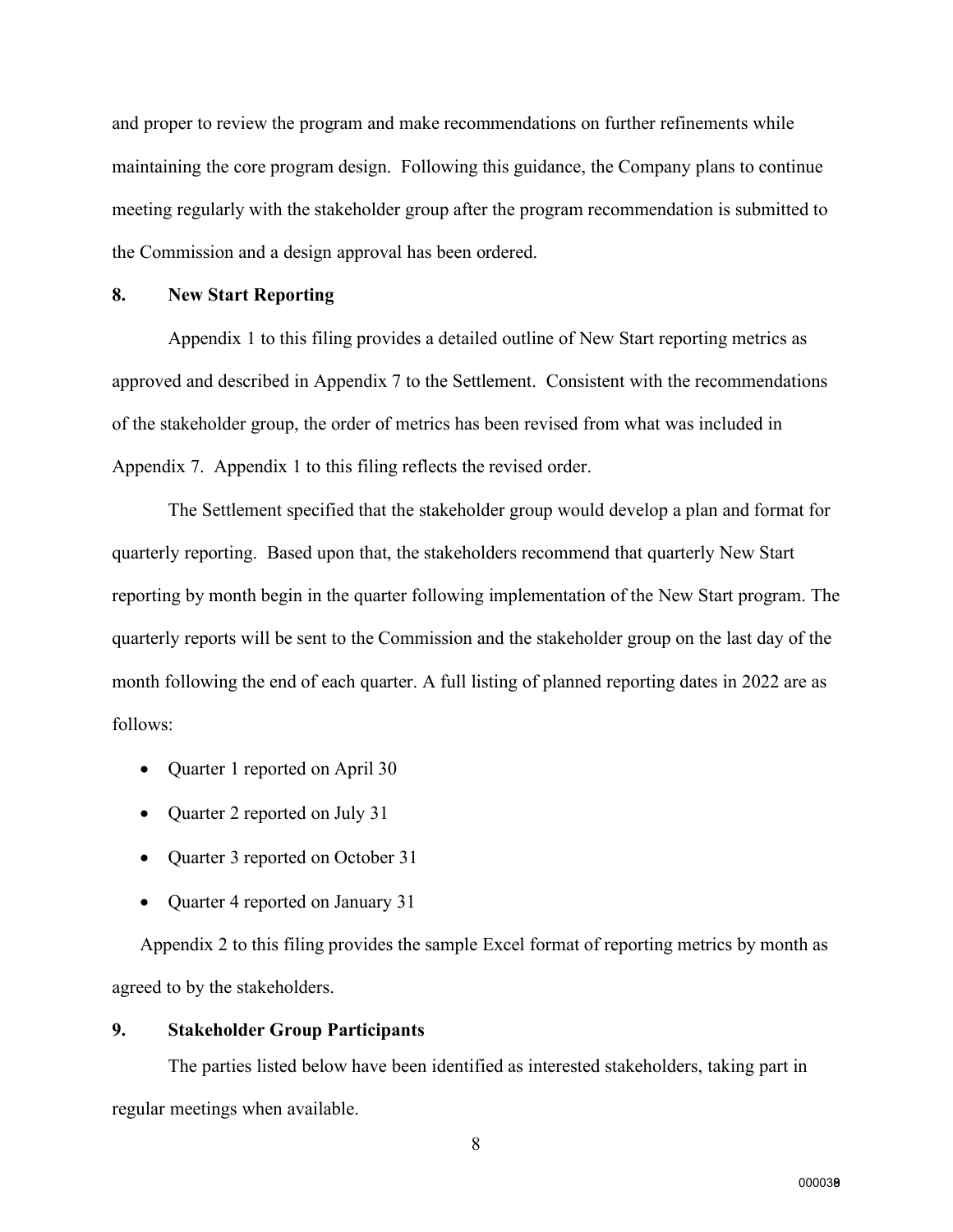and proper to review the program and make recommendations on further refinements while maintaining the core program design. Following this guidance, the Company plans to continue meeting regularly with the stakeholder group after the program recommendation is submitted to the Commission and a design approval has been ordered.

## 8. New Start Reporting

Appendix 1 to this filing provides a detailed outline of New Start reporting metrics as approved and described in Appendix 7 to the Settlement. Consistent with the recommendations of the stakeholder group, the order of metrics has been revised from what was included in Appendix 7. Appendix 1 to this filing reflects the revised order.

The Settlement specified that the stakeholder group would develop a plan and format for quarterly reporting. Based upon that, the stakeholders recommend that quarterly New Start reporting by month begin in the quarter following implementation of the New Start program. The quarterly reports will be sent to the Commission and the stakeholder group on the last day of the month following the end of each quarter. A full listing of planned reporting dates in 2022 are as follows:

- Quarter 1 reported on April 30
- Quarter 2 reported on July 31
- Quarter 3 reported on October 31
- Quarter 4 reported on January 31

Appendix 2 to this filing provides the sample Excel format of reporting metrics by month as agreed to by the stakeholders.

## 9. Stakeholder Group Participants

The parties listed below have been identified as interested stakeholders, taking part in regular meetings when available.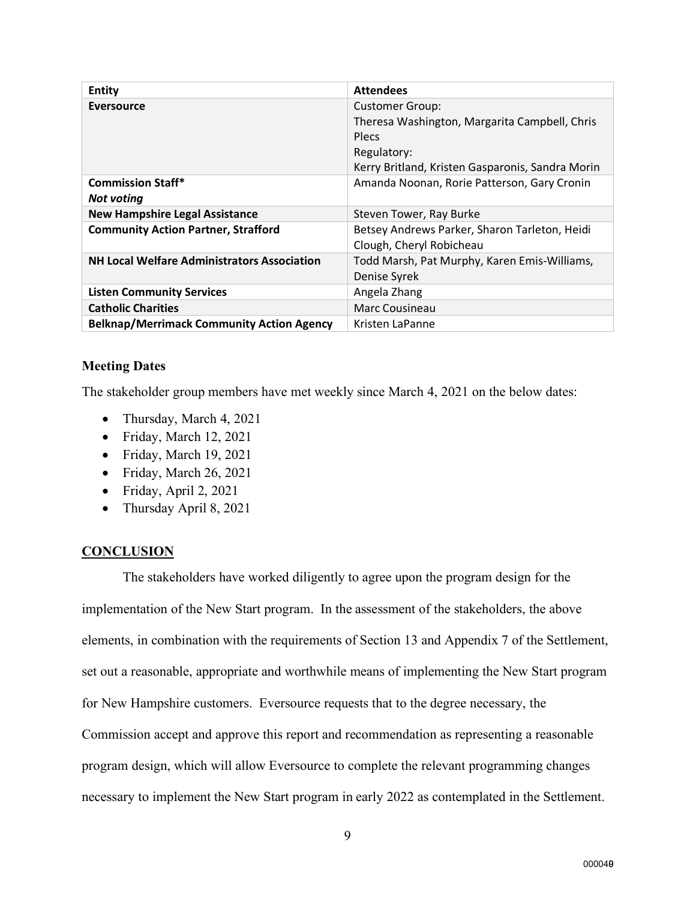| Entity | Attendees |
|---|---|
| **Eversource** | Customer Group:<br>Theresa Washington, Margarita Campbell, Chris Plecs<br>Regulatory:<br>Kerry Britland, Kristen Gasparonis, Sandra Morin |
| **Commission Staff***<br>***Not voting*** | Amanda Noonan, Rorie Patterson, Gary Cronin |
| **New Hampshire Legal Assistance** | Steven Tower, Ray Burke |
| **Community Action Partner, Strafford** | Betsey Andrews Parker, Sharon Tarleton, Heidi Clough, Cheryl Robicheau |
| **NH Local Welfare Administrators Association** | Todd Marsh, Pat Murphy, Karen Emis-Williams, Denise Syrek |
| **Listen Community Services** | Angela Zhang |
| **Catholic Charities** | Marc Cousineau |
| **Belknap/Merrimack Community Action Agency** | Kristen LaPanne |

### Meeting Dates

The stakeholder group members have met weekly since March 4, 2021 on the below dates:

- Thursday, March 4, 2021
- Friday, March 12, 2021
- Friday, March 19, 2021
- Friday, March 26, 2021
- Friday, April 2, 2021
- Thursday April 8, 2021

## CONCLUSION

The stakeholders have worked diligently to agree upon the program design for the implementation of the New Start program. In the assessment of the stakeholders, the above elements, in combination with the requirements of Section 13 and Appendix 7 of the Settlement, set out a reasonable, appropriate and worthwhile means of implementing the New Start program for New Hampshire customers. Eversource requests that to the degree necessary, the Commission accept and approve this report and recommendation as representing a reasonable program design, which will allow Eversource to complete the relevant programming changes necessary to implement the New Start program in early 2022 as contemplated in the Settlement.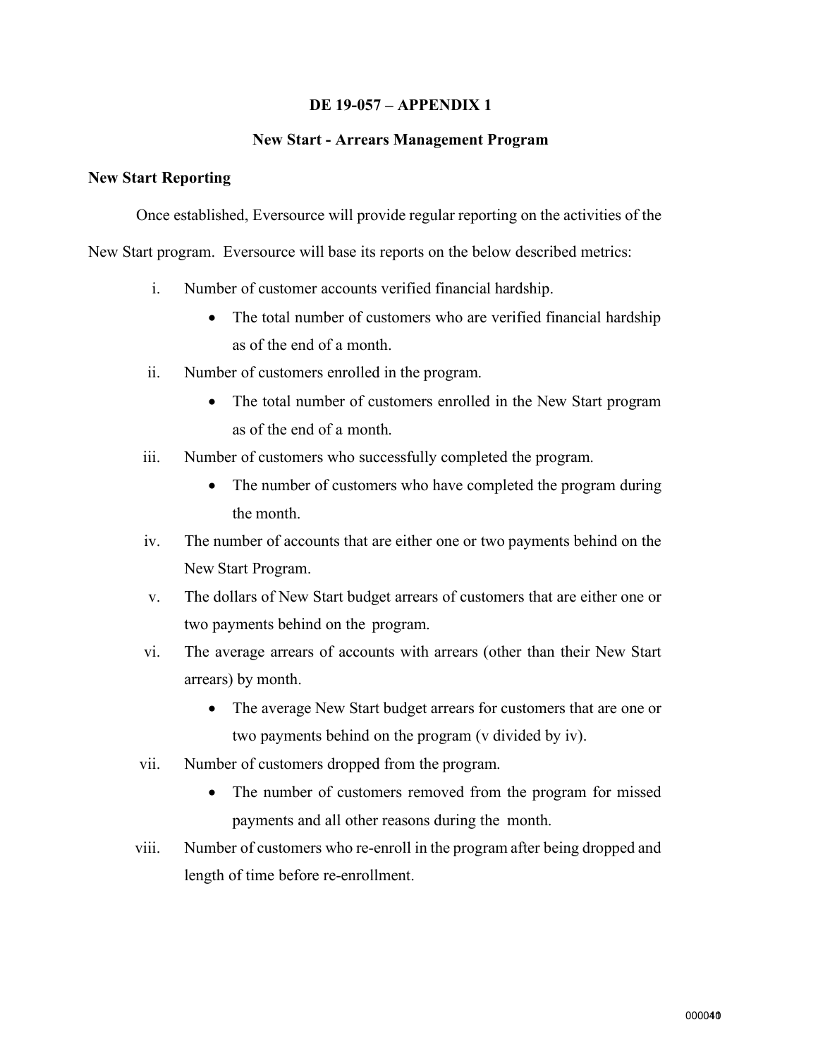**DE 19-057 – APPENDIX 1**

**New Start - Arrears Management Program**

**New Start Reporting**

Once established, Eversource will provide regular reporting on the activities of the New Start program. Eversource will base its reports on the below described metrics:

i. Number of customer accounts verified financial hardship.
   - The total number of customers who are verified financial hardship as of the end of a month.

ii. Number of customers enrolled in the program.
   - The total number of customers enrolled in the New Start program as of the end of a month.

iii. Number of customers who successfully completed the program.
   - The number of customers who have completed the program during the month.

iv. The number of accounts that are either one or two payments behind on the New Start Program.

v. The dollars of New Start budget arrears of customers that are either one or two payments behind on the program.

vi. The average arrears of accounts with arrears (other than their New Start arrears) by month.
   - The average New Start budget arrears for customers that are one or two payments behind on the program (v divided by iv).

vii. Number of customers dropped from the program.
   - The number of customers removed from the program for missed payments and all other reasons during the month.

viii. Number of customers who re-enroll in the program after being dropped and length of time before re-enrollment.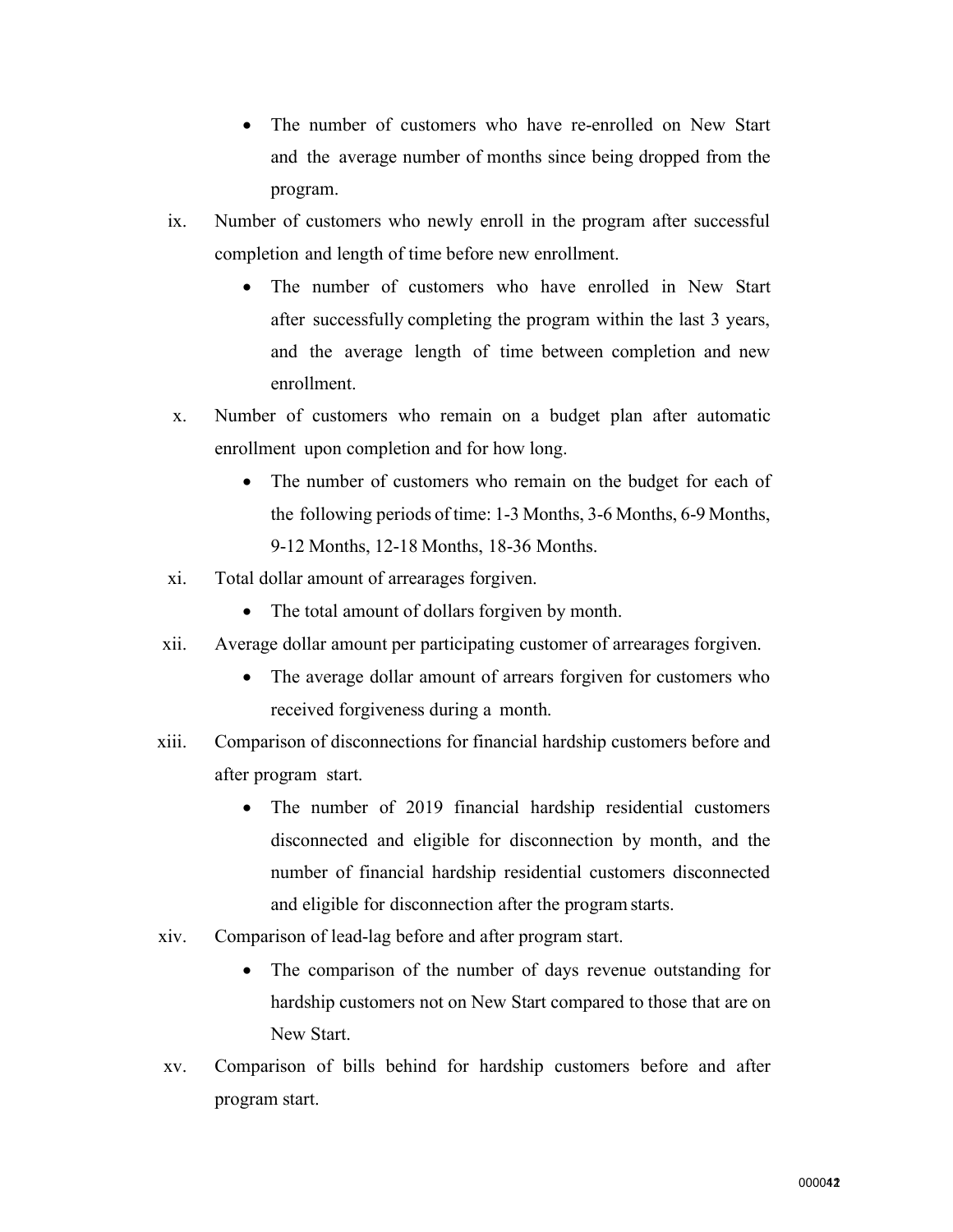- The number of customers who have re-enrolled on New Start and the average number of months since being dropped from the program.

ix. Number of customers who newly enroll in the program after successful completion and length of time before new enrollment.

  - The number of customers who have enrolled in New Start after successfully completing the program within the last 3 years, and the average length of time between completion and new enrollment.

x. Number of customers who remain on a budget plan after automatic enrollment upon completion and for how long.

  - The number of customers who remain on the budget for each of the following periods of time: 1-3 Months, 3-6 Months, 6-9 Months, 9-12 Months, 12-18 Months, 18-36 Months.

xi. Total dollar amount of arrearages forgiven.

  - The total amount of dollars forgiven by month.

xii. Average dollar amount per participating customer of arrearages forgiven.

  - The average dollar amount of arrears forgiven for customers who received forgiveness during a month.

xiii. Comparison of disconnections for financial hardship customers before and after program start.

  - The number of 2019 financial hardship residential customers disconnected and eligible for disconnection by month, and the number of financial hardship residential customers disconnected and eligible for disconnection after the program starts.

xiv. Comparison of lead-lag before and after program start.

  - The comparison of the number of days revenue outstanding for hardship customers not on New Start compared to those that are on New Start.

xv. Comparison of bills behind for hardship customers before and after program start.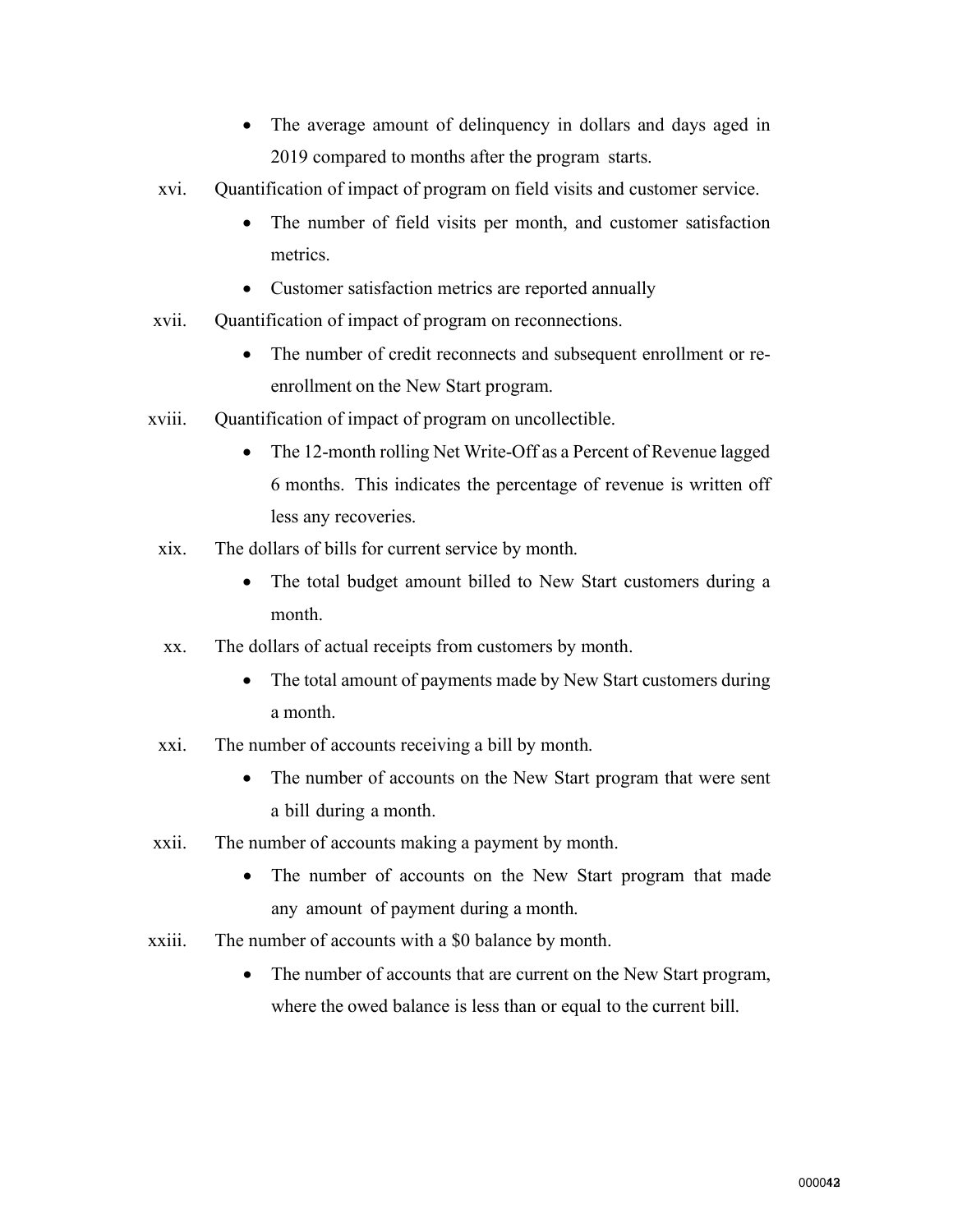- The average amount of delinquency in dollars and days aged in 2019 compared to months after the program starts.

xvi. Quantification of impact of program on field visits and customer service.

- The number of field visits per month, and customer satisfaction metrics.
- Customer satisfaction metrics are reported annually

xvii. Quantification of impact of program on reconnections.

- The number of credit reconnects and subsequent enrollment or re-enrollment on the New Start program.

xviii. Quantification of impact of program on uncollectible.

- The 12-month rolling Net Write-Off as a Percent of Revenue lagged 6 months. This indicates the percentage of revenue is written off less any recoveries.

xix. The dollars of bills for current service by month.

- The total budget amount billed to New Start customers during a month.

xx. The dollars of actual receipts from customers by month.

- The total amount of payments made by New Start customers during a month.

xxi. The number of accounts receiving a bill by month.

- The number of accounts on the New Start program that were sent a bill during a month.

xxii. The number of accounts making a payment by month.

- The number of accounts on the New Start program that made any amount of payment during a month.

xxiii. The number of accounts with a $0 balance by month.

- The number of accounts that are current on the New Start program, where the owed balance is less than or equal to the current bill.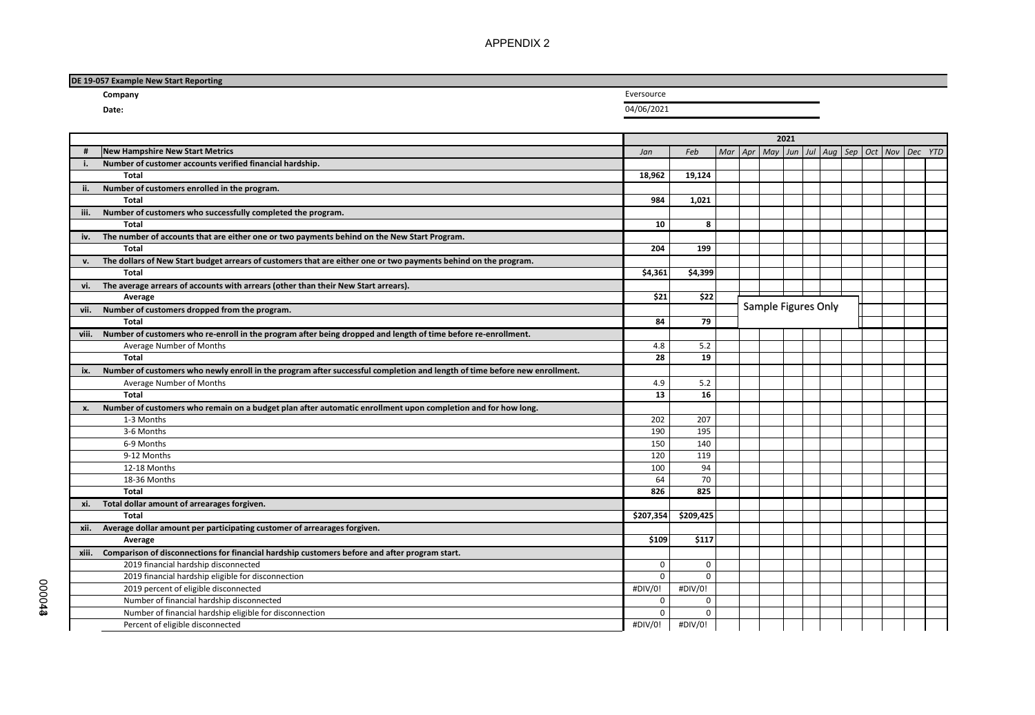# APPENDIX 2

**DE 19-057 Example New Start Reporting**

**Company** Eversource

**Date:** 04/06/2021

| # | New Hampshire New Start Metrics | Jan | Feb | Mar | Apr | May | Jun | Jul | Aug | Sep | Oct | Nov | Dec | YTD |
|---|---|---|---|---|---|---|---|---|---|---|---|---|---|---|
| | | 2021 | | | | | | | | | | | | |
| i. | **Number of customer accounts verified financial hardship.** | | | | | | | | | | | | | |
| | **Total** | **18,962** | **19,124** | | | | | | | | | | | |
| ii. | **Number of customers enrolled in the program.** | | | | | | | | | | | | | |
| | **Total** | **984** | **1,021** | | | | | | | | | | | |
| iii. | **Number of customers who successfully completed the program.** | | | | | | | | | | | | | |
| | **Total** | **10** | **8** | | | | | | | | | | | |
| iv. | **The number of accounts that are either one or two payments behind on the New Start Program.** | | | | | | | | | | | | | |
| | **Total** | **204** | **199** | | | | | | | | | | | |
| v. | **The dollars of New Start budget arrears of customers that are either one or two payments behind on the program.** | | | | | | | | | | | | | |
| | **Total** | **$4,361** | **$4,399** | | | | | | | | | | | |
| vi. | **The average arrears of accounts with arrears (other than their New Start arrears).** | | | | | | | | | | | | | |
| | **Average** | **$21** | **$22** | | | | | | | | | | | |
| vii. | **Number of customers dropped from the program.** | | | | | | | | | | | | | |
| | **Total** | **84** | **79** | | | | | | | | | | | |
| viii. | **Number of customers who re-enroll in the program after being dropped and length of time before re-enrollment.** | | | | | | | | | | | | | |
| | Average Number of Months | 4.8 | 5.2 | | | | | | | | | | | |
| | **Total** | **28** | **19** | | | | | | | | | | | |
| ix. | **Number of customers who newly enroll in the program after successful completion and length of time before new enrollment.** | | | | | | | | | | | | | |
| | Average Number of Months | 4.9 | 5.2 | | | | | | | | | | | |
| | **Total** | **13** | **16** | | | | | | | | | | | |
| x. | **Number of customers who remain on a budget plan after automatic enrollment upon completion and for how long.** | | | | | | | | | | | | | |
| | 1-3 Months | 202 | 207 | | | | | | | | | | | |
| | 3-6 Months | 190 | 195 | | | | | | | | | | | |
| | 6-9 Months | 150 | 140 | | | | | | | | | | | |
| | 9-12 Months | 120 | 119 | | | | | | | | | | | |
| | 12-18 Months | 100 | 94 | | | | | | | | | | | |
| | 18-36 Months | 64 | 70 | | | | | | | | | | | |
| | **Total** | **826** | **825** | | | | | | | | | | | |
| xi. | **Total dollar amount of arrearages forgiven.** | | | | | | | | | | | | | |
| | **Total** | **$207,354** | **$209,425** | | | | | | | | | | | |
| xii. | **Average dollar amount per participating customer of arrearages forgiven.** | | | | | | | | | | | | | |
| | **Average** | **$109** | **$117** | | | | | | | | | | | |
| xiii. | **Comparison of disconnections for financial hardship customers before and after program start.** | | | | | | | | | | | | | |
| | 2019 financial hardship disconnected | 0 | 0 | | | | | | | | | | | |
| | 2019 financial hardship eligible for disconnection | 0 | 0 | | | | | | | | | | | |
| | 2019 percent of eligible disconnected | #DIV/0! | #DIV/0! | | | | | | | | | | | |
| | Number of financial hardship disconnected | 0 | 0 | | | | | | | | | | | |
| | Number of financial hardship eligible for disconnection | 0 | 0 | | | | | | | | | | | |
| | Percent of eligible disconnected | #DIV/0! | #DIV/0! | | | | | | | | | | | |

Sample Figures Only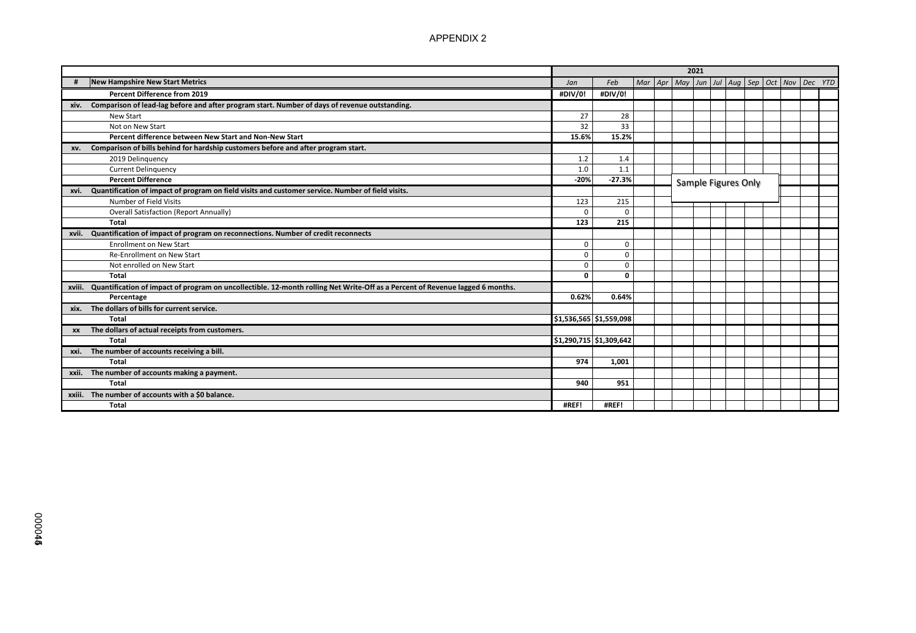# APPENDIX 2

| # | New Hampshire New Start Metrics | 2021 Jan | Feb | Mar | Apr | May | Jun | Jul | Aug | Sep | Oct | Nov | Dec | YTD |
|---|---|---|---|---|---|---|---|---|---|---|---|---|---|---|
| | **Percent Difference from 2019** | **#DIV/0!** | **#DIV/0!** | | | | | | | | | | | |
| xiv. | **Comparison of lead-lag before and after program start. Number of days of revenue outstanding.** | | | | | | | | | | | | | |
| | New Start | 27 | 28 | | | | | | | | | | | |
| | Not on New Start | 32 | 33 | | | | | | | | | | | |
| | **Percent difference between New Start and Non-New Start** | **15.6%** | **15.2%** | | | | | | | | | | | |
| xv. | **Comparison of bills behind for hardship customers before and after program start.** | | | | | | | | | | | | | |
| | 2019 Delinquency | 1.2 | 1.4 | | | | | | | | | | | |
| | Current Delinquency | 1.0 | 1.1 | | | | | | | | | | | |
| | **Percent Difference** | **-20%** | **-27.3%** | | | | | | | | | | | |
| xvi. | **Quantification of impact of program on field visits and customer service. Number of field visits.** | | | | | | | | | | | | | |
| | Number of Field Visits | 123 | 215 | | | | | | | | | | | |
| | Overall Satisfaction (Report Annually) | 0 | 0 | | | | | | | | | | | |
| | **Total** | **123** | **215** | | | | | | | | | | | |
| xvii. | **Quantification of impact of program on reconnections. Number of credit reconnects** | | | | | | | | | | | | | |
| | Enrollment on New Start | 0 | 0 | | | | | | | | | | | |
| | Re-Enrollment on New Start | 0 | 0 | | | | | | | | | | | |
| | Not enrolled on New Start | 0 | 0 | | | | | | | | | | | |
| | **Total** | **0** | **0** | | | | | | | | | | | |
| xviii. | **Quantification of impact of program on uncollectible. 12-month rolling Net Write-Off as a Percent of Revenue lagged 6 months.** | | | | | | | | | | | | | |
| | **Percentage** | **0.62%** | **0.64%** | | | | | | | | | | | |
| xix. | **The dollars of bills for current service.** | | | | | | | | | | | | | |
| | **Total** | **$1,536,565** | **$1,559,098** | | | | | | | | | | | |
| xx | **The dollars of actual receipts from customers.** | | | | | | | | | | | | | |
| | **Total** | **$1,290,715** | **$1,309,642** | | | | | | | | | | | |
| xxi. | **The number of accounts receiving a bill.** | | | | | | | | | | | | | |
| | **Total** | **974** | **1,001** | | | | | | | | | | | |
| xxii. | **The number of accounts making a payment.** | | | | | | | | | | | | | |
| | **Total** | **940** | **951** | | | | | | | | | | | |
| xxiii. | **The number of accounts with a $0 balance.** | | | | | | | | | | | | | |
| | **Total** | **#REF!** | **#REF!** | | | | | | | | | | | |

Sample Figures Only